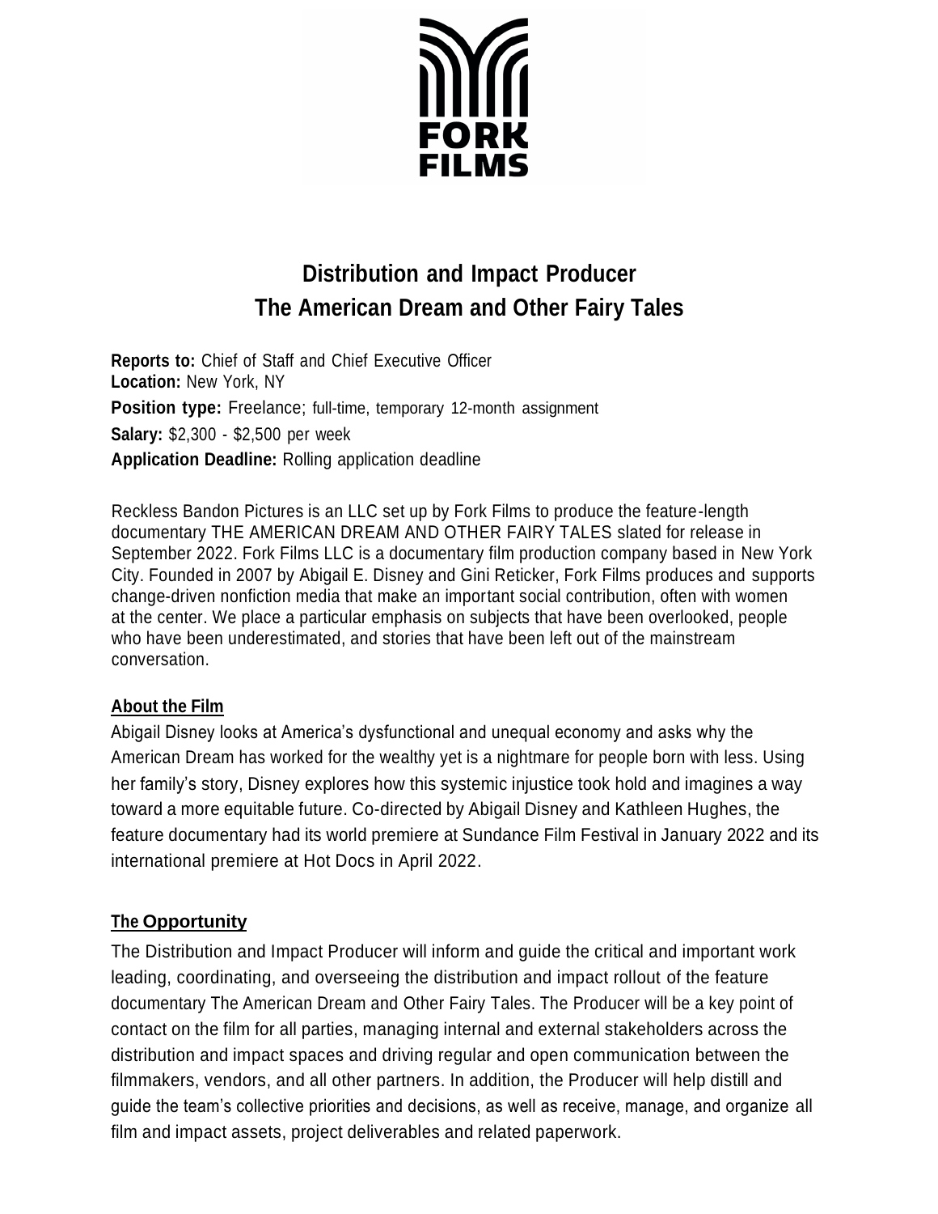FORK FILMS

# Distribution and Impact Producer
# The American Dream and Other Fairy Tales

**Reports to:** Chief of Staff and Chief Executive Officer
**Location:** New York, NY
**Position type:** Freelance; full-time, temporary 12-month assignment
**Salary:** $2,300 - $2,500 per week
**Application Deadline:** Rolling application deadline

Reckless Bandon Pictures is an LLC set up by Fork Films to produce the feature-length documentary THE AMERICAN DREAM AND OTHER FAIRY TALES slated for release in September 2022. Fork Films LLC is a documentary film production company based in New York City. Founded in 2007 by Abigail E. Disney and Gini Reticker, Fork Films produces and supports change-driven nonfiction media that make an important social contribution, often with women at the center. We place a particular emphasis on subjects that have been overlooked, people who have been underestimated, and stories that have been left out of the mainstream conversation.

## About the Film

Abigail Disney looks at America's dysfunctional and unequal economy and asks why the American Dream has worked for the wealthy yet is a nightmare for people born with less. Using her family's story, Disney explores how this systemic injustice took hold and imagines a way toward a more equitable future. Co-directed by Abigail Disney and Kathleen Hughes, the feature documentary had its world premiere at Sundance Film Festival in January 2022 and its international premiere at Hot Docs in April 2022.

## The Opportunity

The Distribution and Impact Producer will inform and guide the critical and important work leading, coordinating, and overseeing the distribution and impact rollout of the feature documentary The American Dream and Other Fairy Tales. The Producer will be a key point of contact on the film for all parties, managing internal and external stakeholders across the distribution and impact spaces and driving regular and open communication between the filmmakers, vendors, and all other partners. In addition, the Producer will help distill and guide the team's collective priorities and decisions, as well as receive, manage, and organize all film and impact assets, project deliverables and related paperwork.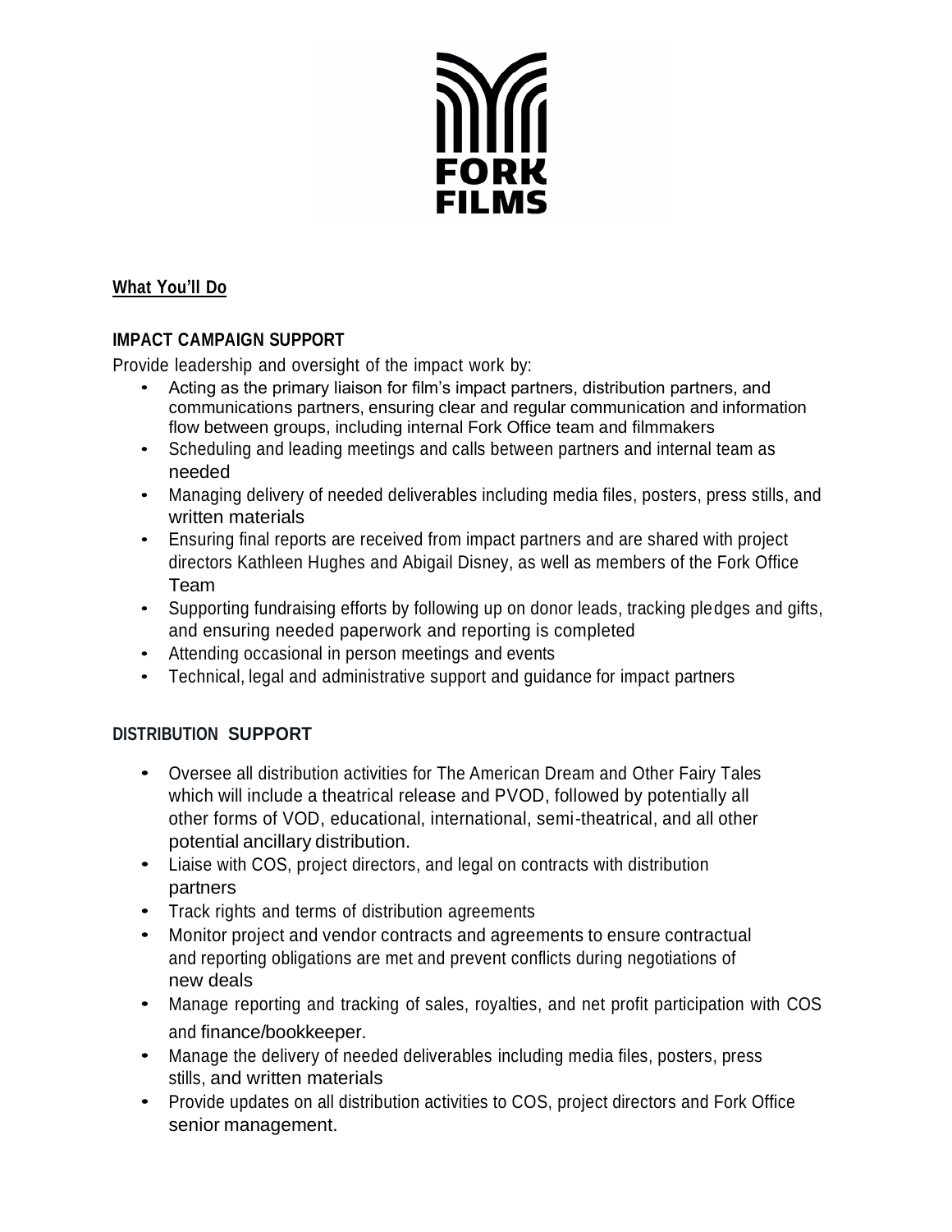## What You'll Do

### IMPACT CAMPAIGN SUPPORT

Provide leadership and oversight of the impact work by:

- Acting as the primary liaison for film's impact partners, distribution partners, and communications partners, ensuring clear and regular communication and information flow between groups, including internal Fork Office team and filmmakers
- Scheduling and leading meetings and calls between partners and internal team as needed
- Managing delivery of needed deliverables including media files, posters, press stills, and written materials
- Ensuring final reports are received from impact partners and are shared with project directors Kathleen Hughes and Abigail Disney, as well as members of the Fork Office Team
- Supporting fundraising efforts by following up on donor leads, tracking pledges and gifts, and ensuring needed paperwork and reporting is completed
- Attending occasional in person meetings and events
- Technical, legal and administrative support and guidance for impact partners

### DISTRIBUTION SUPPORT

- Oversee all distribution activities for The American Dream and Other Fairy Tales which will include a theatrical release and PVOD, followed by potentially all other forms of VOD, educational, international, semi-theatrical, and all other potential ancillary distribution.
- Liaise with COS, project directors, and legal on contracts with distribution partners
- Track rights and terms of distribution agreements
- Monitor project and vendor contracts and agreements to ensure contractual and reporting obligations are met and prevent conflicts during negotiations of new deals
- Manage reporting and tracking of sales, royalties, and net profit participation with COS and finance/bookkeeper.
- Manage the delivery of needed deliverables including media files, posters, press stills, and written materials
- Provide updates on all distribution activities to COS, project directors and Fork Office senior management.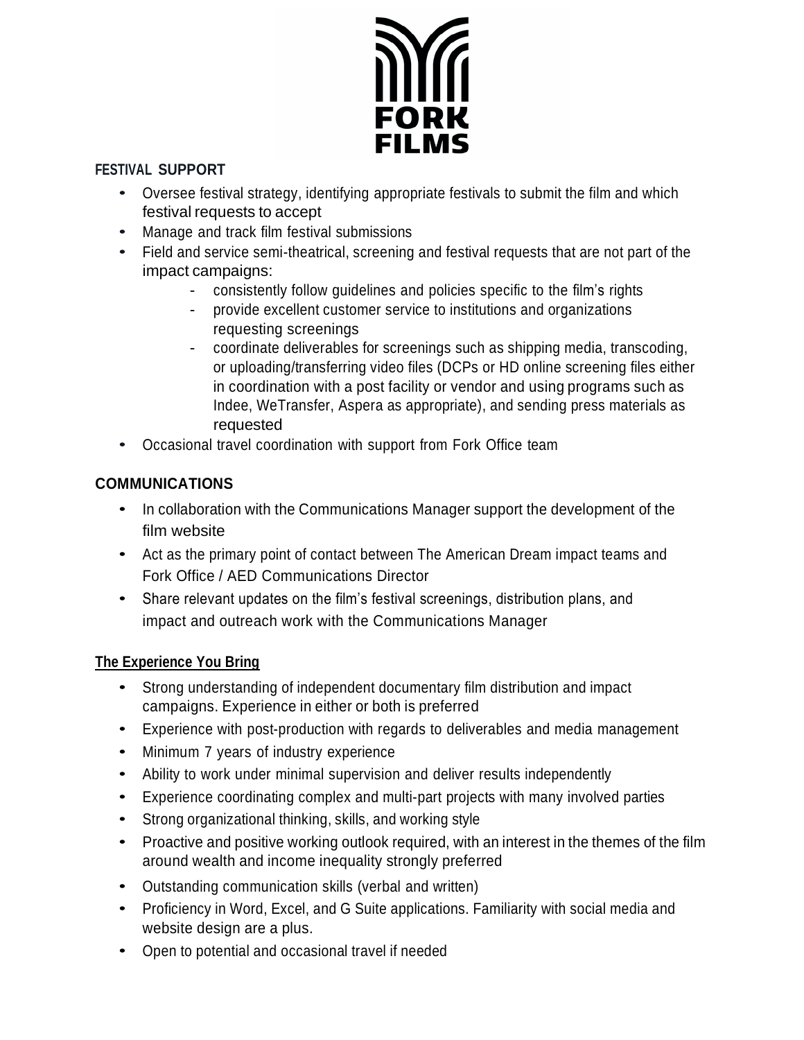## FESTIVAL SUPPORT

- Oversee festival strategy, identifying appropriate festivals to submit the film and which festival requests to accept
- Manage and track film festival submissions
- Field and service semi-theatrical, screening and festival requests that are not part of the impact campaigns:
    - consistently follow guidelines and policies specific to the film's rights
    - provide excellent customer service to institutions and organizations requesting screenings
    - coordinate deliverables for screenings such as shipping media, transcoding, or uploading/transferring video files (DCPs or HD online screening files either in coordination with a post facility or vendor and using programs such as Indee, WeTransfer, Aspera as appropriate), and sending press materials as requested
- Occasional travel coordination with support from Fork Office team

## COMMUNICATIONS

- In collaboration with the Communications Manager support the development of the film website
- Act as the primary point of contact between The American Dream impact teams and Fork Office / AED Communications Director
- Share relevant updates on the film's festival screenings, distribution plans, and impact and outreach work with the Communications Manager

## The Experience You Bring

- Strong understanding of independent documentary film distribution and impact campaigns. Experience in either or both is preferred
- Experience with post-production with regards to deliverables and media management
- Minimum 7 years of industry experience
- Ability to work under minimal supervision and deliver results independently
- Experience coordinating complex and multi-part projects with many involved parties
- Strong organizational thinking, skills, and working style
- Proactive and positive working outlook required, with an interest in the themes of the film around wealth and income inequality strongly preferred
- Outstanding communication skills (verbal and written)
- Proficiency in Word, Excel, and G Suite applications. Familiarity with social media and website design are a plus.
- Open to potential and occasional travel if needed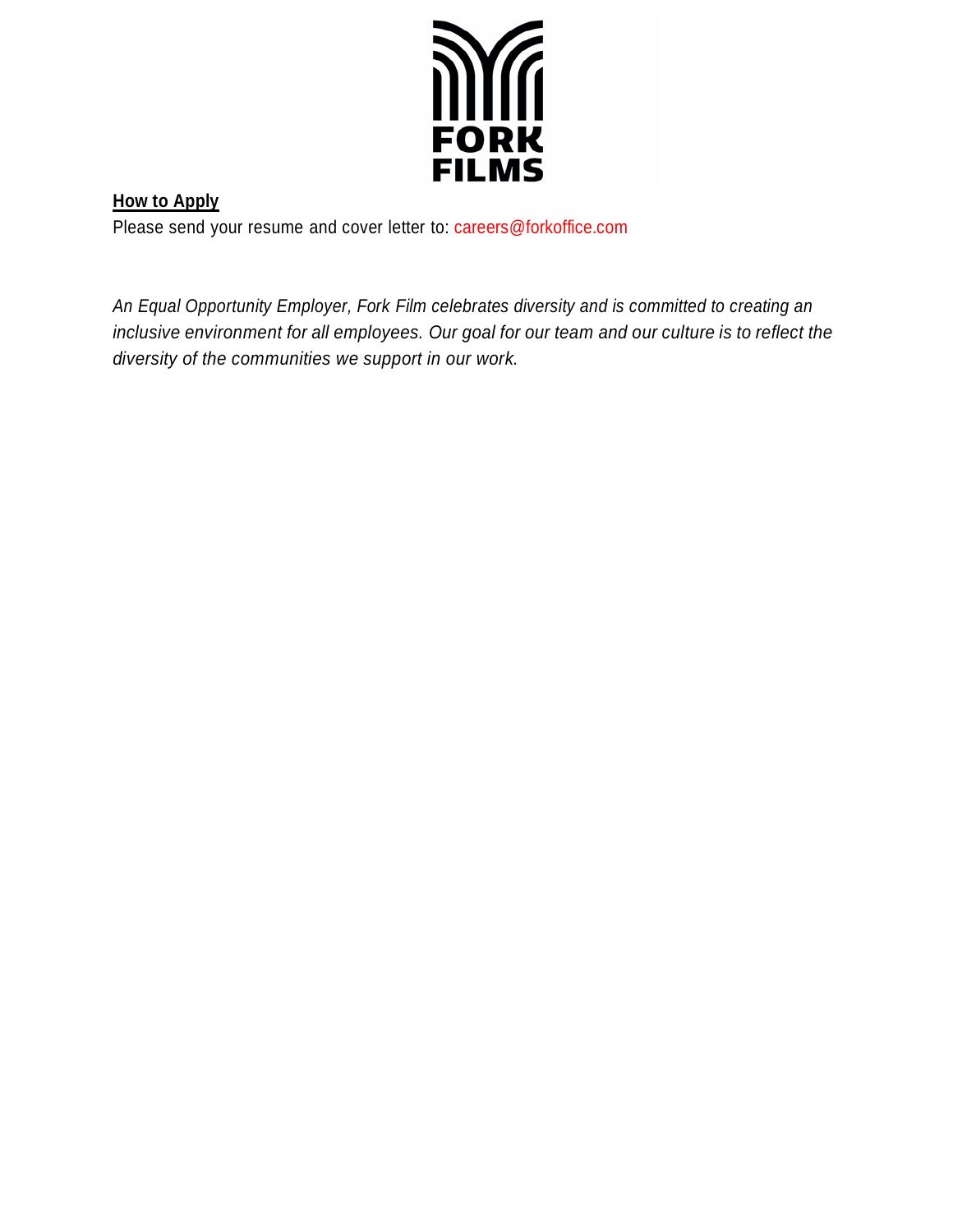**How to Apply**

Please send your resume and cover letter to: careers@forkoffice.com

*An Equal Opportunity Employer, Fork Film celebrates diversity and is committed to creating an inclusive environment for all employees. Our goal for our team and our culture is to reflect the diversity of the communities we support in our work.*